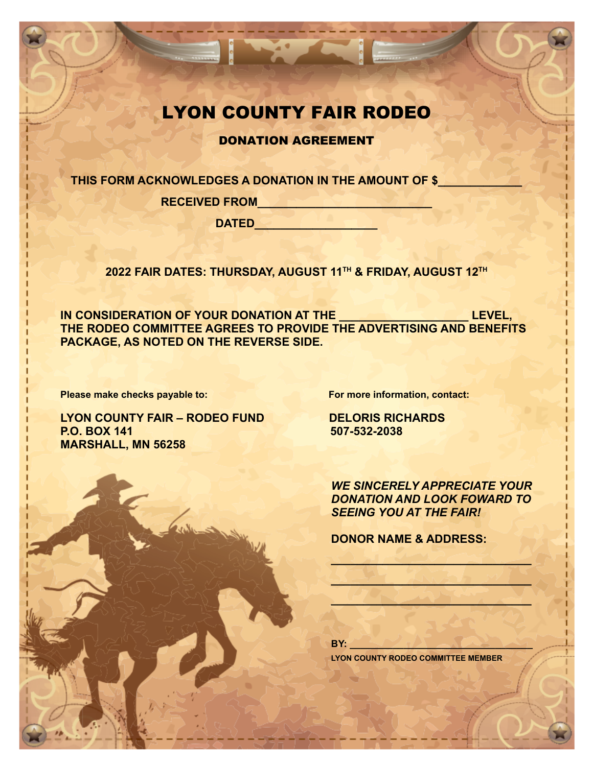# LYON COUNTY FAIR RODEO

## DONATION AGREEMENT

**THIS FORM ACKNOWLEDGES A DONATION IN THE AMOUNT OF $\_\_\_\_\_\_\_\_\_\_\_\_**

**RECEIVED FROM\_\_\_\_\_\_\_\_\_\_\_\_\_\_\_\_\_\_\_\_\_\_\_\_\_\_**

**DATED\_\_\_\_\_\_\_\_\_\_\_\_\_\_\_\_\_\_\_**

**2022 FAIR DATES: THURSDAY, AUGUST 11TH & FRIDAY, AUGUST 12TH**

**IN CONSIDERATION OF YOUR DONATION AT THE \_\_\_\_\_\_\_\_\_\_\_\_\_\_\_\_\_\_\_ LEVEL, THE RODEO COMMITTEE AGREES TO PROVIDE THE ADVERTISING AND BENEFITS PACKAGE, AS NOTED ON THE REVERSE SIDE.**

**Please make checks payable to:**

**LYON COUNTY FAIR – RODEO FUND**
**P.O. BOX 141**
**MARSHALL, MN 56258**

**For more information, contact:**

**DELORIS RICHARDS**
**507-532-2038**

***WE SINCERELY APPRECIATE YOUR DONATION AND LOOK FOWARD TO SEEING YOU AT THE FAIR!***

**DONOR NAME & ADDRESS:**

\_\_\_\_\_\_\_\_\_\_\_\_\_\_\_\_\_\_\_\_\_\_\_\_\_\_\_\_\_\_

\_\_\_\_\_\_\_\_\_\_\_\_\_\_\_\_\_\_\_\_\_\_\_\_\_\_\_\_\_\_

\_\_\_\_\_\_\_\_\_\_\_\_\_\_\_\_\_\_\_\_\_\_\_\_\_\_\_\_\_\_

**BY: \_\_\_\_\_\_\_\_\_\_\_\_\_\_\_\_\_\_\_\_\_\_\_\_\_\_\_\_**

**LYON COUNTY RODEO COMMITTEE MEMBER**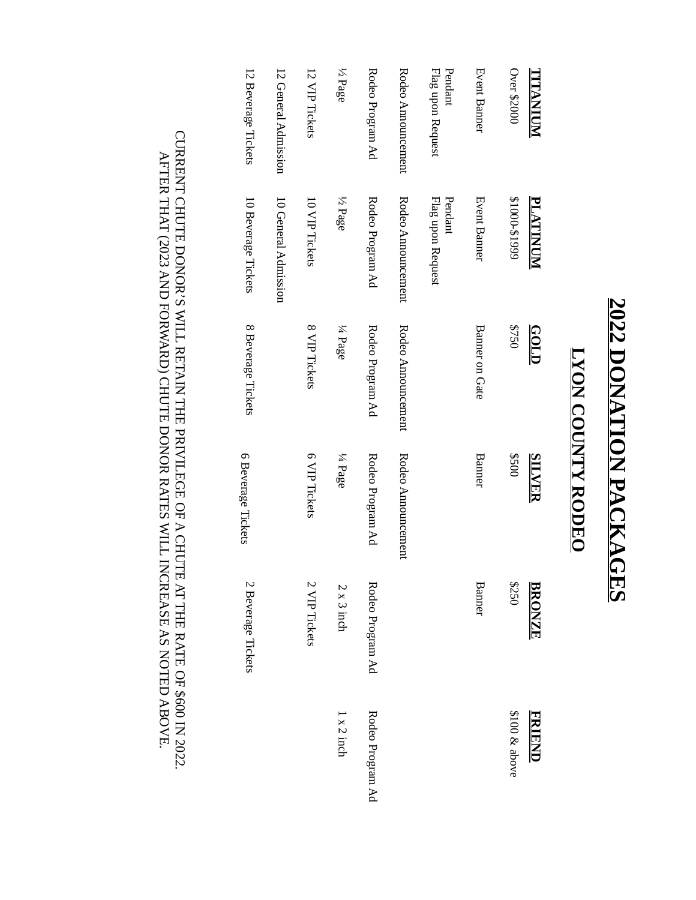# 2022 DONATION PACKAGES

## LYON COUNTY RODEO

| TITANIUM | PLATINUM | GOLD | SILVER | BRONZE | FRIEND |
|---|---|---|---|---|---|
| Over $2000 | $1000-$1999 | $750 | $500 | $250 | $100 & above |
| Event Banner | Event Banner | Banner on Gate | Banner | Banner | |
| Pendant Flag upon Request | Pendant Flag upon Request | | | | |
| Rodeo Announcement | Rodeo Announcement | Rodeo Announcement | Rodeo Announcement | | |
| Rodeo Program Ad | Rodeo Program Ad | Rodeo Program Ad | Rodeo Program Ad | Rodeo Program Ad | Rodeo Program Ad |
| ½ Page | ½ Page | ¼ Page | ¼ Page | 2 x 3 inch | 1 x 2 inch |
| 12 VIP Tickets | 10 VIP Tickets | 8 VIP Tickets | 6 VIP Tickets | 2 VIP Tickets | |
| 12 General Admission | 10 General Admission | | | | |
| 12 Beverage Tickets | 10 Beverage Tickets | 8 Beverage Tickets | 6 Beverage Tickets | 2 Beverage Tickets | |

CURRENT CHUTE DONOR'S WILL RETAIN THE PRIVILEGE OF A CHUTE AT THE RATE OF $600 IN 2022.
AFTER THAT (2023 AND FORWARD) CHUTE DONOR RATES WILL INCREASE AS NOTED ABOVE.